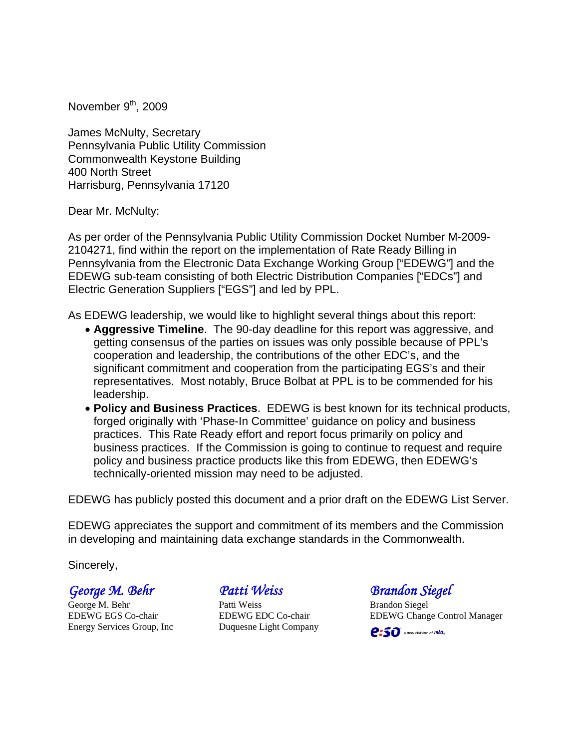November 9th, 2009

James McNulty, Secretary
Pennsylvania Public Utility Commission
Commonwealth Keystone Building
400 North Street
Harrisburg, Pennsylvania 17120

Dear Mr. McNulty:

As per order of the Pennsylvania Public Utility Commission Docket Number M-2009-2104271, find within the report on the implementation of Rate Ready Billing in Pennsylvania from the Electronic Data Exchange Working Group ["EDEWG"] and the EDEWG sub-team consisting of both Electric Distribution Companies ["EDCs"] and Electric Generation Suppliers ["EGS"] and led by PPL.

As EDEWG leadership, we would like to highlight several things about this report:

- **Aggressive Timeline**. The 90-day deadline for this report was aggressive, and getting consensus of the parties on issues was only possible because of PPL's cooperation and leadership, the contributions of the other EDC's, and the significant commitment and cooperation from the participating EGS's and their representatives. Most notably, Bruce Bolbat at PPL is to be commended for his leadership.
- **Policy and Business Practices**. EDEWG is best known for its technical products, forged originally with 'Phase-In Committee' guidance on policy and business practices. This Rate Ready effort and report focus primarily on policy and business practices. If the Commission is going to continue to request and require policy and business practice products like this from EDEWG, then EDEWG's technically-oriented mission may need to be adjusted.

EDEWG has publicly posted this document and a prior draft on the EDEWG List Server.

EDEWG appreciates the support and commitment of its members and the Commission in developing and maintaining data exchange standards in the Commonwealth.

Sincerely,

*George M. Behr*
George M. Behr
EDEWG EGS Co-chair
Energy Services Group, Inc

*Patti Weiss*
Patti Weiss
EDEWG EDC Co-chair
Duquesne Light Company

*Brandon Siegel*
Brandon Siegel
EDEWG Change Control Manager
e:so a new division of ista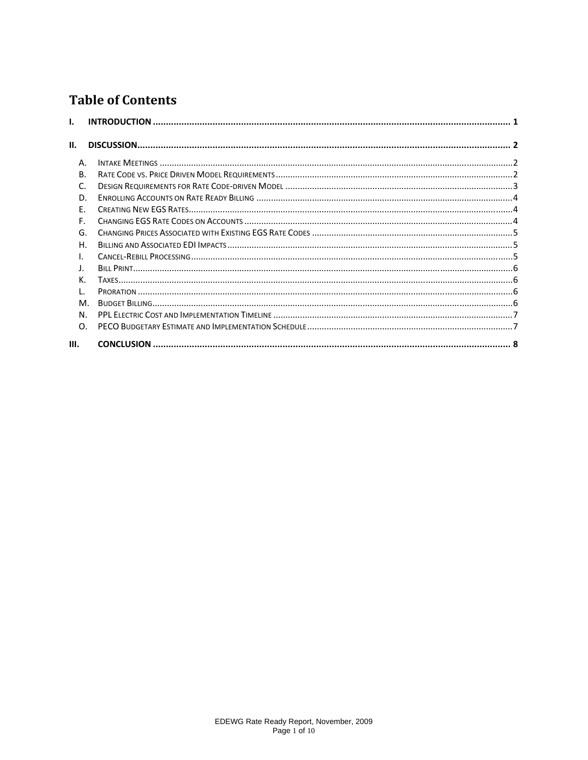# Table of Contents

I. INTRODUCTION ........................................................................................................................................ 1

II. DISCUSSION.............................................................................................................................................. 2

- A. Intake Meetings ............................................................................................................................................... 2
- B. Rate Code vs. Price Driven Model Requirements ............................................................................................... 2
- C. Design Requirements for Rate Code-driven Model ........................................................................................... 3
- D. Enrolling Accounts on Rate Ready Billing ......................................................................................................... 4
- E. Creating New EGS Rates.................................................................................................................................... 4
- F. Changing EGS Rate Codes on Accounts ............................................................................................................. 4
- G. Changing Prices Associated with Existing EGS Rate Codes ................................................................................ 5
- H. Billing and Associated EDI Impacts .................................................................................................................... 5
- I. Cancel-Rebill Processing .................................................................................................................................... 5
- J. Bill Print............................................................................................................................................................ 6
- K. Taxes................................................................................................................................................................ 6
- L. Proration .......................................................................................................................................................... 6
- M. Budget Billing................................................................................................................................................... 6
- N. PPL Electric Cost and Implementation Timeline ................................................................................................ 7
- O. PECO Budgetary Estimate and Implementation Schedule .................................................................................. 7

III. CONCLUSION ........................................................................................................................................... 8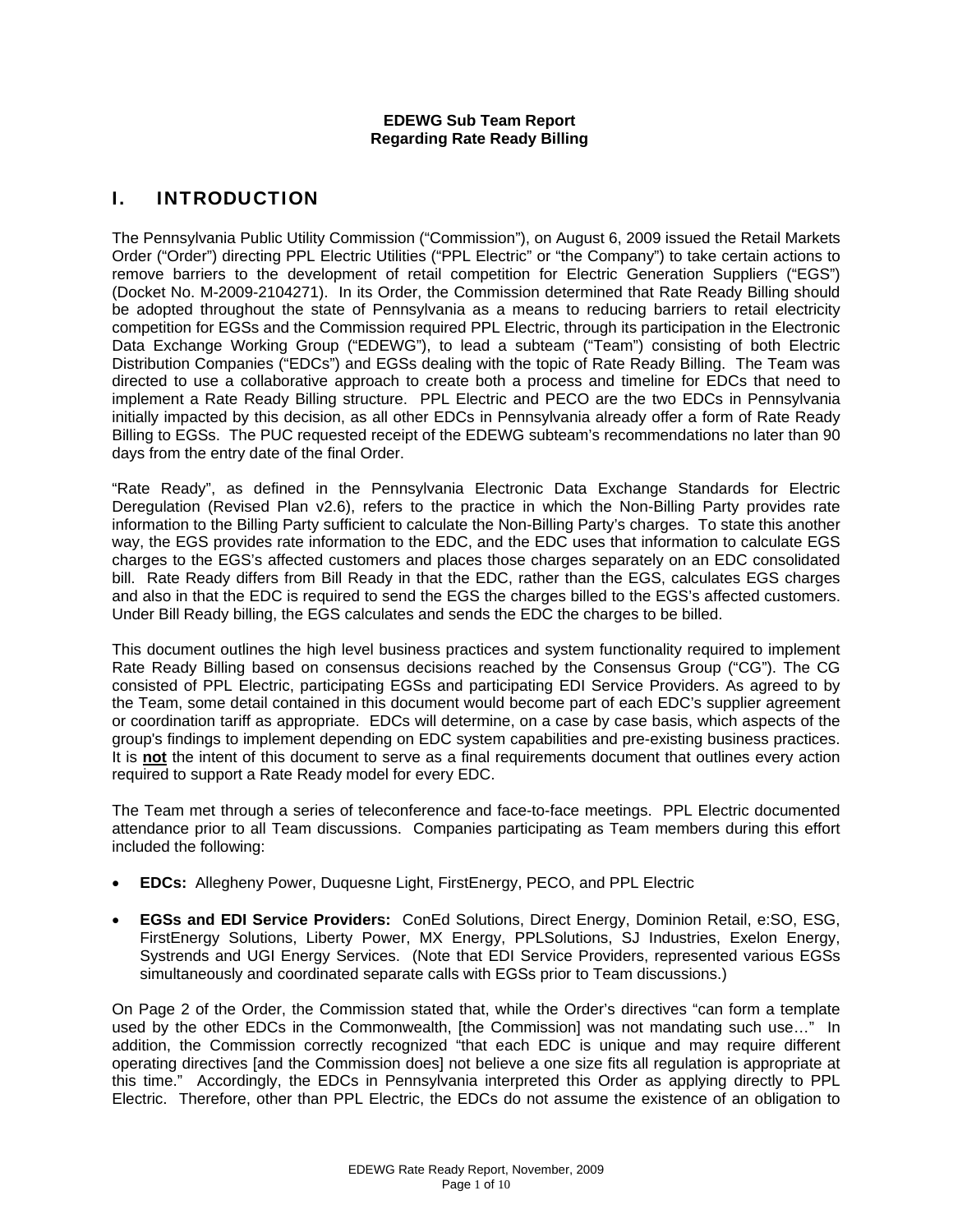**EDEWG Sub Team Report**
**Regarding Rate Ready Billing**

# I. INTRODUCTION

The Pennsylvania Public Utility Commission ("Commission"), on August 6, 2009 issued the Retail Markets Order ("Order") directing PPL Electric Utilities ("PPL Electric" or "the Company") to take certain actions to remove barriers to the development of retail competition for Electric Generation Suppliers ("EGS") (Docket No. M-2009-2104271). In its Order, the Commission determined that Rate Ready Billing should be adopted throughout the state of Pennsylvania as a means to reducing barriers to retail electricity competition for EGSs and the Commission required PPL Electric, through its participation in the Electronic Data Exchange Working Group ("EDEWG"), to lead a subteam ("Team") consisting of both Electric Distribution Companies ("EDCs") and EGSs dealing with the topic of Rate Ready Billing. The Team was directed to use a collaborative approach to create both a process and timeline for EDCs that need to implement a Rate Ready Billing structure. PPL Electric and PECO are the two EDCs in Pennsylvania initially impacted by this decision, as all other EDCs in Pennsylvania already offer a form of Rate Ready Billing to EGSs. The PUC requested receipt of the EDEWG subteam's recommendations no later than 90 days from the entry date of the final Order.

"Rate Ready", as defined in the Pennsylvania Electronic Data Exchange Standards for Electric Deregulation (Revised Plan v2.6), refers to the practice in which the Non-Billing Party provides rate information to the Billing Party sufficient to calculate the Non-Billing Party's charges. To state this another way, the EGS provides rate information to the EDC, and the EDC uses that information to calculate EGS charges to the EGS's affected customers and places those charges separately on an EDC consolidated bill. Rate Ready differs from Bill Ready in that the EDC, rather than the EGS, calculates EGS charges and also in that the EDC is required to send the EGS the charges billed to the EGS's affected customers. Under Bill Ready billing, the EGS calculates and sends the EDC the charges to be billed.

This document outlines the high level business practices and system functionality required to implement Rate Ready Billing based on consensus decisions reached by the Consensus Group ("CG"). The CG consisted of PPL Electric, participating EGSs and participating EDI Service Providers. As agreed to by the Team, some detail contained in this document would become part of each EDC's supplier agreement or coordination tariff as appropriate. EDCs will determine, on a case by case basis, which aspects of the group's findings to implement depending on EDC system capabilities and pre-existing business practices. It is **not** the intent of this document to serve as a final requirements document that outlines every action required to support a Rate Ready model for every EDC.

The Team met through a series of teleconference and face-to-face meetings. PPL Electric documented attendance prior to all Team discussions. Companies participating as Team members during this effort included the following:

- **EDCs:** Allegheny Power, Duquesne Light, FirstEnergy, PECO, and PPL Electric
- **EGSs and EDI Service Providers:** ConEd Solutions, Direct Energy, Dominion Retail, e:SO, ESG, FirstEnergy Solutions, Liberty Power, MX Energy, PPLSolutions, SJ Industries, Exelon Energy, Systrends and UGI Energy Services. (Note that EDI Service Providers, represented various EGSs simultaneously and coordinated separate calls with EGSs prior to Team discussions.)

On Page 2 of the Order, the Commission stated that, while the Order's directives "can form a template used by the other EDCs in the Commonwealth, [the Commission] was not mandating such use…" In addition, the Commission correctly recognized "that each EDC is unique and may require different operating directives [and the Commission does] not believe a one size fits all regulation is appropriate at this time." Accordingly, the EDCs in Pennsylvania interpreted this Order as applying directly to PPL Electric. Therefore, other than PPL Electric, the EDCs do not assume the existence of an obligation to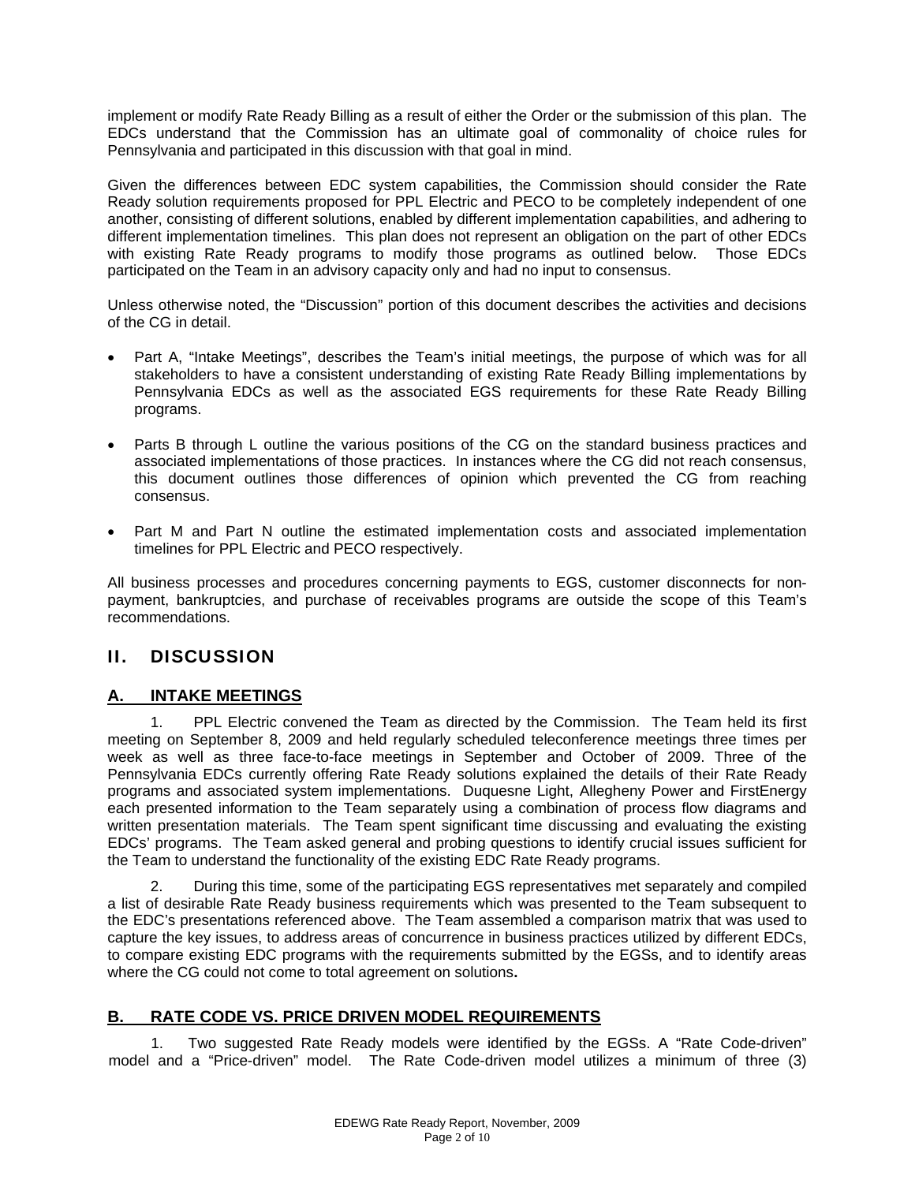implement or modify Rate Ready Billing as a result of either the Order or the submission of this plan. The EDCs understand that the Commission has an ultimate goal of commonality of choice rules for Pennsylvania and participated in this discussion with that goal in mind.

Given the differences between EDC system capabilities, the Commission should consider the Rate Ready solution requirements proposed for PPL Electric and PECO to be completely independent of one another, consisting of different solutions, enabled by different implementation capabilities, and adhering to different implementation timelines. This plan does not represent an obligation on the part of other EDCs with existing Rate Ready programs to modify those programs as outlined below. Those EDCs participated on the Team in an advisory capacity only and had no input to consensus.

Unless otherwise noted, the "Discussion" portion of this document describes the activities and decisions of the CG in detail.

- Part A, "Intake Meetings", describes the Team's initial meetings, the purpose of which was for all stakeholders to have a consistent understanding of existing Rate Ready Billing implementations by Pennsylvania EDCs as well as the associated EGS requirements for these Rate Ready Billing programs.
- Parts B through L outline the various positions of the CG on the standard business practices and associated implementations of those practices. In instances where the CG did not reach consensus, this document outlines those differences of opinion which prevented the CG from reaching consensus.
- Part M and Part N outline the estimated implementation costs and associated implementation timelines for PPL Electric and PECO respectively.

All business processes and procedures concerning payments to EGS, customer disconnects for non-payment, bankruptcies, and purchase of receivables programs are outside the scope of this Team's recommendations.

## II. DISCUSSION

### A. INTAKE MEETINGS

1. PPL Electric convened the Team as directed by the Commission. The Team held its first meeting on September 8, 2009 and held regularly scheduled teleconference meetings three times per week as well as three face-to-face meetings in September and October of 2009. Three of the Pennsylvania EDCs currently offering Rate Ready solutions explained the details of their Rate Ready programs and associated system implementations. Duquesne Light, Allegheny Power and FirstEnergy each presented information to the Team separately using a combination of process flow diagrams and written presentation materials. The Team spent significant time discussing and evaluating the existing EDCs' programs. The Team asked general and probing questions to identify crucial issues sufficient for the Team to understand the functionality of the existing EDC Rate Ready programs.

2. During this time, some of the participating EGS representatives met separately and compiled a list of desirable Rate Ready business requirements which was presented to the Team subsequent to the EDC's presentations referenced above. The Team assembled a comparison matrix that was used to capture the key issues, to address areas of concurrence in business practices utilized by different EDCs, to compare existing EDC programs with the requirements submitted by the EGSs, and to identify areas where the CG could not come to total agreement on solutions**.**

### B. RATE CODE VS. PRICE DRIVEN MODEL REQUIREMENTS

1. Two suggested Rate Ready models were identified by the EGSs. A "Rate Code-driven" model and a "Price-driven" model. The Rate Code-driven model utilizes a minimum of three (3)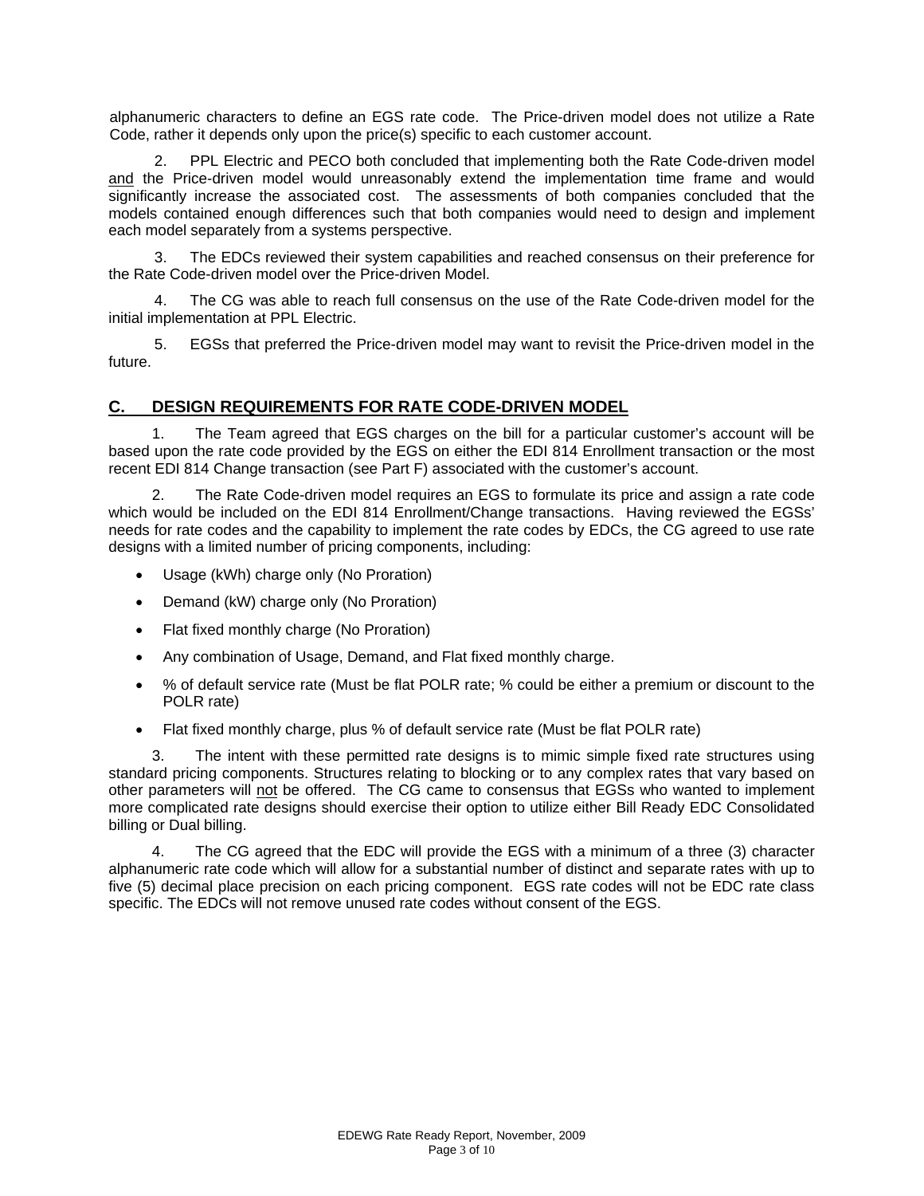alphanumeric characters to define an EGS rate code. The Price-driven model does not utilize a Rate Code, rather it depends only upon the price(s) specific to each customer account.

2. PPL Electric and PECO both concluded that implementing both the Rate Code-driven model and the Price-driven model would unreasonably extend the implementation time frame and would significantly increase the associated cost. The assessments of both companies concluded that the models contained enough differences such that both companies would need to design and implement each model separately from a systems perspective.

3. The EDCs reviewed their system capabilities and reached consensus on their preference for the Rate Code-driven model over the Price-driven Model.

4. The CG was able to reach full consensus on the use of the Rate Code-driven model for the initial implementation at PPL Electric.

5. EGSs that preferred the Price-driven model may want to revisit the Price-driven model in the future.

## C. DESIGN REQUIREMENTS FOR RATE CODE-DRIVEN MODEL

1. The Team agreed that EGS charges on the bill for a particular customer's account will be based upon the rate code provided by the EGS on either the EDI 814 Enrollment transaction or the most recent EDI 814 Change transaction (see Part F) associated with the customer's account.

2. The Rate Code-driven model requires an EGS to formulate its price and assign a rate code which would be included on the EDI 814 Enrollment/Change transactions. Having reviewed the EGSs' needs for rate codes and the capability to implement the rate codes by EDCs, the CG agreed to use rate designs with a limited number of pricing components, including:

- Usage (kWh) charge only (No Proration)
- Demand (kW) charge only (No Proration)
- Flat fixed monthly charge (No Proration)
- Any combination of Usage, Demand, and Flat fixed monthly charge.
- % of default service rate (Must be flat POLR rate; % could be either a premium or discount to the POLR rate)
- Flat fixed monthly charge, plus % of default service rate (Must be flat POLR rate)

3. The intent with these permitted rate designs is to mimic simple fixed rate structures using standard pricing components. Structures relating to blocking or to any complex rates that vary based on other parameters will not be offered. The CG came to consensus that EGSs who wanted to implement more complicated rate designs should exercise their option to utilize either Bill Ready EDC Consolidated billing or Dual billing.

4. The CG agreed that the EDC will provide the EGS with a minimum of a three (3) character alphanumeric rate code which will allow for a substantial number of distinct and separate rates with up to five (5) decimal place precision on each pricing component. EGS rate codes will not be EDC rate class specific. The EDCs will not remove unused rate codes without consent of the EGS.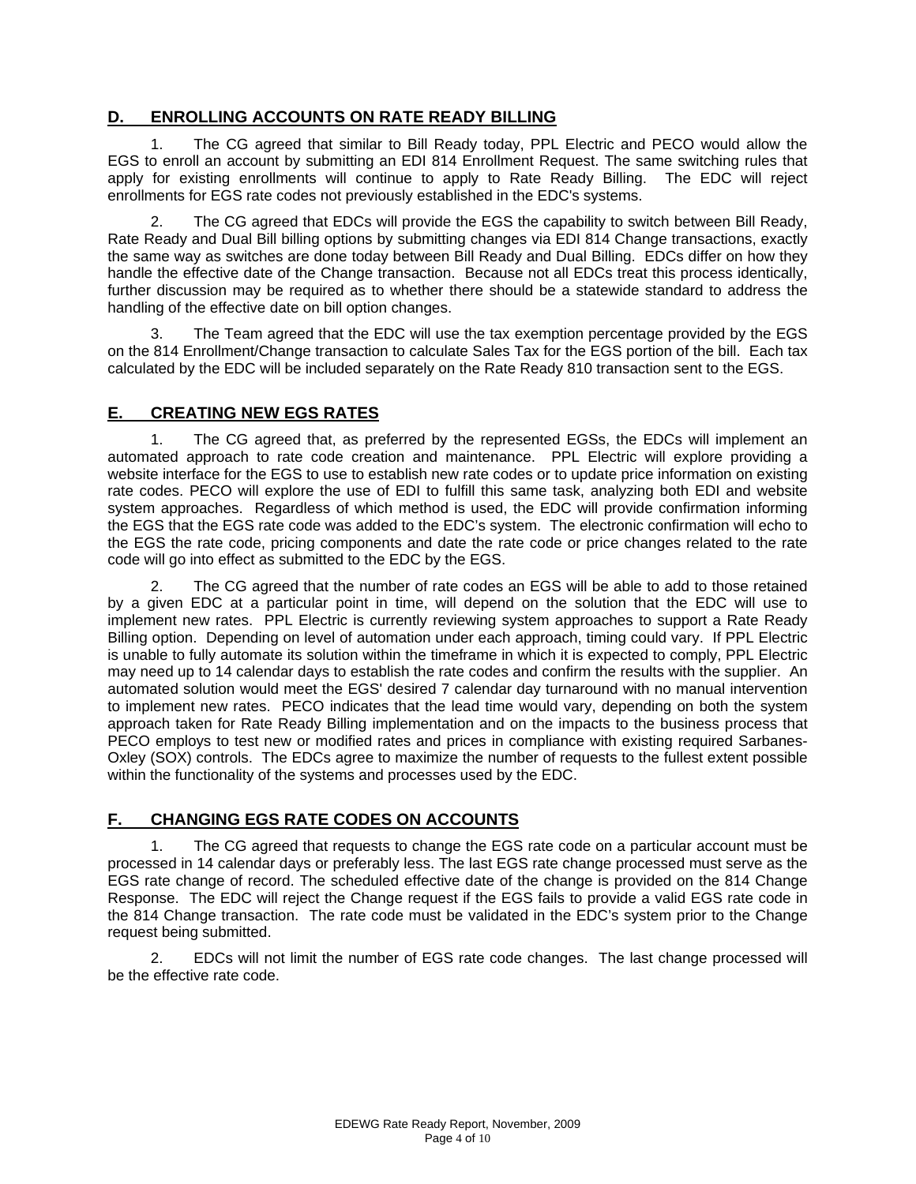## D. ENROLLING ACCOUNTS ON RATE READY BILLING

1. The CG agreed that similar to Bill Ready today, PPL Electric and PECO would allow the EGS to enroll an account by submitting an EDI 814 Enrollment Request. The same switching rules that apply for existing enrollments will continue to apply to Rate Ready Billing. The EDC will reject enrollments for EGS rate codes not previously established in the EDC's systems.

2. The CG agreed that EDCs will provide the EGS the capability to switch between Bill Ready, Rate Ready and Dual Bill billing options by submitting changes via EDI 814 Change transactions, exactly the same way as switches are done today between Bill Ready and Dual Billing. EDCs differ on how they handle the effective date of the Change transaction. Because not all EDCs treat this process identically, further discussion may be required as to whether there should be a statewide standard to address the handling of the effective date on bill option changes.

3. The Team agreed that the EDC will use the tax exemption percentage provided by the EGS on the 814 Enrollment/Change transaction to calculate Sales Tax for the EGS portion of the bill. Each tax calculated by the EDC will be included separately on the Rate Ready 810 transaction sent to the EGS.

## E. CREATING NEW EGS RATES

1. The CG agreed that, as preferred by the represented EGSs, the EDCs will implement an automated approach to rate code creation and maintenance. PPL Electric will explore providing a website interface for the EGS to use to establish new rate codes or to update price information on existing rate codes. PECO will explore the use of EDI to fulfill this same task, analyzing both EDI and website system approaches. Regardless of which method is used, the EDC will provide confirmation informing the EGS that the EGS rate code was added to the EDC's system. The electronic confirmation will echo to the EGS the rate code, pricing components and date the rate code or price changes related to the rate code will go into effect as submitted to the EDC by the EGS.

2. The CG agreed that the number of rate codes an EGS will be able to add to those retained by a given EDC at a particular point in time, will depend on the solution that the EDC will use to implement new rates. PPL Electric is currently reviewing system approaches to support a Rate Ready Billing option. Depending on level of automation under each approach, timing could vary. If PPL Electric is unable to fully automate its solution within the timeframe in which it is expected to comply, PPL Electric may need up to 14 calendar days to establish the rate codes and confirm the results with the supplier. An automated solution would meet the EGS' desired 7 calendar day turnaround with no manual intervention to implement new rates. PECO indicates that the lead time would vary, depending on both the system approach taken for Rate Ready Billing implementation and on the impacts to the business process that PECO employs to test new or modified rates and prices in compliance with existing required Sarbanes-Oxley (SOX) controls. The EDCs agree to maximize the number of requests to the fullest extent possible within the functionality of the systems and processes used by the EDC.

## F. CHANGING EGS RATE CODES ON ACCOUNTS

1. The CG agreed that requests to change the EGS rate code on a particular account must be processed in 14 calendar days or preferably less. The last EGS rate change processed must serve as the EGS rate change of record. The scheduled effective date of the change is provided on the 814 Change Response. The EDC will reject the Change request if the EGS fails to provide a valid EGS rate code in the 814 Change transaction. The rate code must be validated in the EDC's system prior to the Change request being submitted.

2. EDCs will not limit the number of EGS rate code changes. The last change processed will be the effective rate code.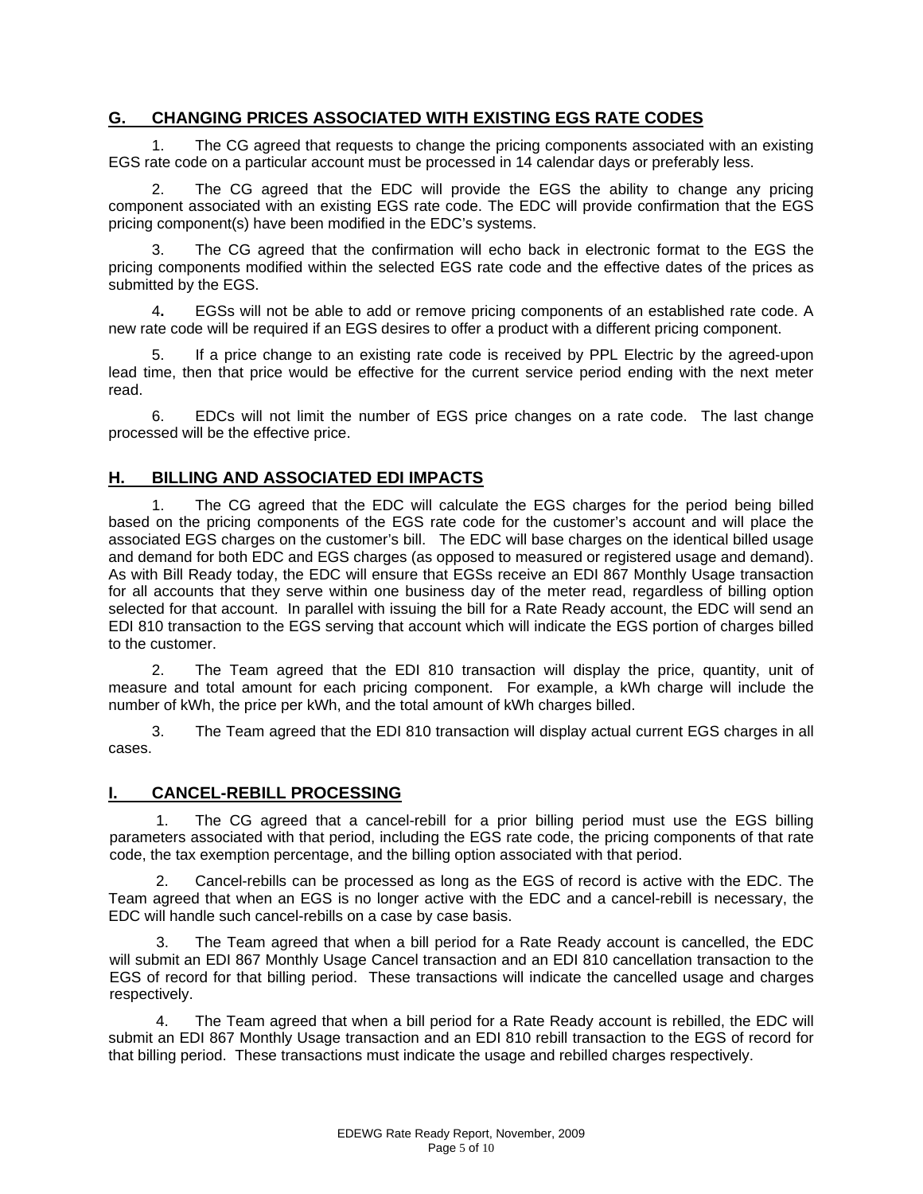## G. CHANGING PRICES ASSOCIATED WITH EXISTING EGS RATE CODES

1. The CG agreed that requests to change the pricing components associated with an existing EGS rate code on a particular account must be processed in 14 calendar days or preferably less.

2. The CG agreed that the EDC will provide the EGS the ability to change any pricing component associated with an existing EGS rate code. The EDC will provide confirmation that the EGS pricing component(s) have been modified in the EDC's systems.

3. The CG agreed that the confirmation will echo back in electronic format to the EGS the pricing components modified within the selected EGS rate code and the effective dates of the prices as submitted by the EGS.

4. EGSs will not be able to add or remove pricing components of an established rate code. A new rate code will be required if an EGS desires to offer a product with a different pricing component.

5. If a price change to an existing rate code is received by PPL Electric by the agreed-upon lead time, then that price would be effective for the current service period ending with the next meter read.

6. EDCs will not limit the number of EGS price changes on a rate code. The last change processed will be the effective price.

## H. BILLING AND ASSOCIATED EDI IMPACTS

1. The CG agreed that the EDC will calculate the EGS charges for the period being billed based on the pricing components of the EGS rate code for the customer's account and will place the associated EGS charges on the customer's bill. The EDC will base charges on the identical billed usage and demand for both EDC and EGS charges (as opposed to measured or registered usage and demand). As with Bill Ready today, the EDC will ensure that EGSs receive an EDI 867 Monthly Usage transaction for all accounts that they serve within one business day of the meter read, regardless of billing option selected for that account. In parallel with issuing the bill for a Rate Ready account, the EDC will send an EDI 810 transaction to the EGS serving that account which will indicate the EGS portion of charges billed to the customer.

2. The Team agreed that the EDI 810 transaction will display the price, quantity, unit of measure and total amount for each pricing component. For example, a kWh charge will include the number of kWh, the price per kWh, and the total amount of kWh charges billed.

3. The Team agreed that the EDI 810 transaction will display actual current EGS charges in all cases.

## I. CANCEL-REBILL PROCESSING

1. The CG agreed that a cancel-rebill for a prior billing period must use the EGS billing parameters associated with that period, including the EGS rate code, the pricing components of that rate code, the tax exemption percentage, and the billing option associated with that period.

2. Cancel-rebills can be processed as long as the EGS of record is active with the EDC. The Team agreed that when an EGS is no longer active with the EDC and a cancel-rebill is necessary, the EDC will handle such cancel-rebills on a case by case basis.

3. The Team agreed that when a bill period for a Rate Ready account is cancelled, the EDC will submit an EDI 867 Monthly Usage Cancel transaction and an EDI 810 cancellation transaction to the EGS of record for that billing period. These transactions will indicate the cancelled usage and charges respectively.

4. The Team agreed that when a bill period for a Rate Ready account is rebilled, the EDC will submit an EDI 867 Monthly Usage transaction and an EDI 810 rebill transaction to the EGS of record for that billing period. These transactions must indicate the usage and rebilled charges respectively.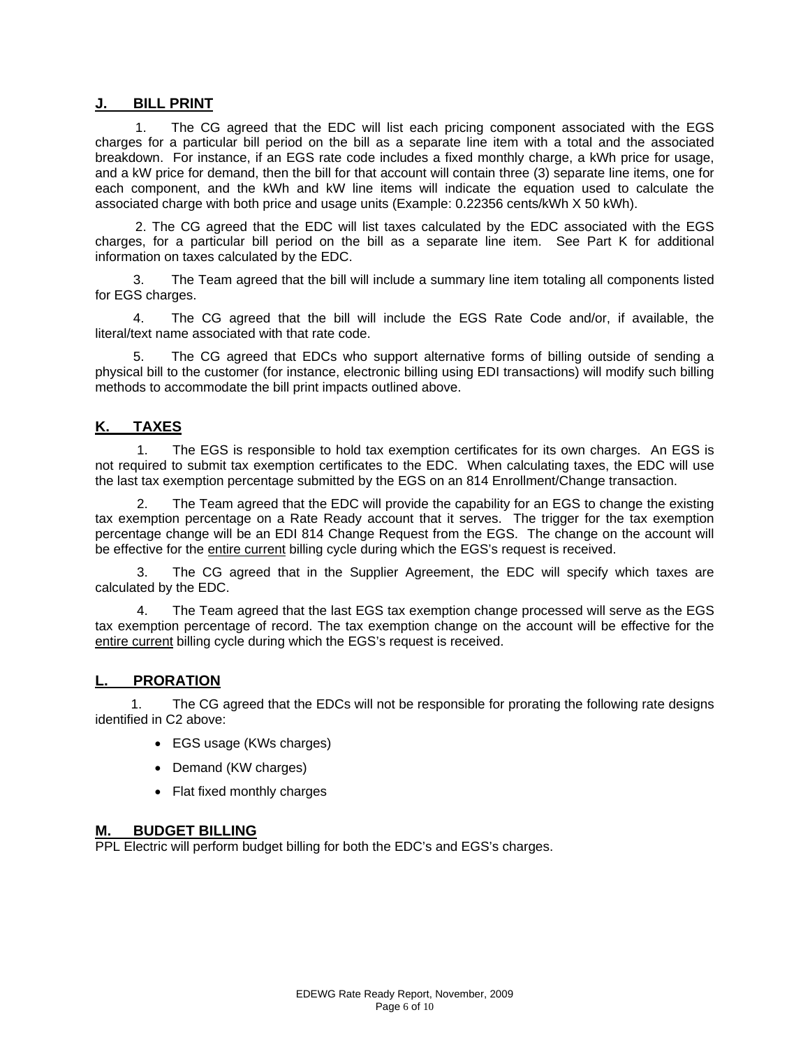## J. BILL PRINT

1. The CG agreed that the EDC will list each pricing component associated with the EGS charges for a particular bill period on the bill as a separate line item with a total and the associated breakdown. For instance, if an EGS rate code includes a fixed monthly charge, a kWh price for usage, and a kW price for demand, then the bill for that account will contain three (3) separate line items, one for each component, and the kWh and kW line items will indicate the equation used to calculate the associated charge with both price and usage units (Example: 0.22356 cents/kWh X 50 kWh).

2. The CG agreed that the EDC will list taxes calculated by the EDC associated with the EGS charges, for a particular bill period on the bill as a separate line item. See Part K for additional information on taxes calculated by the EDC.

3. The Team agreed that the bill will include a summary line item totaling all components listed for EGS charges.

4. The CG agreed that the bill will include the EGS Rate Code and/or, if available, the literal/text name associated with that rate code.

5. The CG agreed that EDCs who support alternative forms of billing outside of sending a physical bill to the customer (for instance, electronic billing using EDI transactions) will modify such billing methods to accommodate the bill print impacts outlined above.

## K. TAXES

1. The EGS is responsible to hold tax exemption certificates for its own charges. An EGS is not required to submit tax exemption certificates to the EDC. When calculating taxes, the EDC will use the last tax exemption percentage submitted by the EGS on an 814 Enrollment/Change transaction.

2. The Team agreed that the EDC will provide the capability for an EGS to change the existing tax exemption percentage on a Rate Ready account that it serves. The trigger for the tax exemption percentage change will be an EDI 814 Change Request from the EGS. The change on the account will be effective for the <u>entire current</u> billing cycle during which the EGS's request is received.

3. The CG agreed that in the Supplier Agreement, the EDC will specify which taxes are calculated by the EDC.

4. The Team agreed that the last EGS tax exemption change processed will serve as the EGS tax exemption percentage of record. The tax exemption change on the account will be effective for the <u>entire current</u> billing cycle during which the EGS's request is received.

## L. PRORATION

1. The CG agreed that the EDCs will not be responsible for prorating the following rate designs identified in C2 above:

- EGS usage (KWs charges)
- Demand (KW charges)
- Flat fixed monthly charges

## M. BUDGET BILLING

PPL Electric will perform budget billing for both the EDC's and EGS's charges.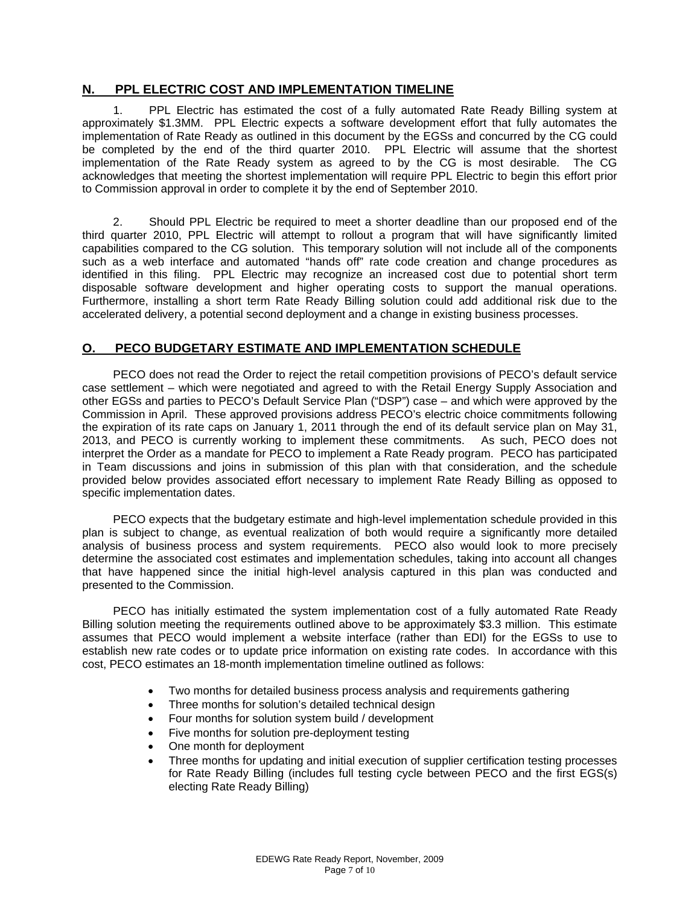## N. PPL ELECTRIC COST AND IMPLEMENTATION TIMELINE

1. PPL Electric has estimated the cost of a fully automated Rate Ready Billing system at approximately $1.3MM. PPL Electric expects a software development effort that fully automates the implementation of Rate Ready as outlined in this document by the EGSs and concurred by the CG could be completed by the end of the third quarter 2010. PPL Electric will assume that the shortest implementation of the Rate Ready system as agreed to by the CG is most desirable. The CG acknowledges that meeting the shortest implementation will require PPL Electric to begin this effort prior to Commission approval in order to complete it by the end of September 2010.

2. Should PPL Electric be required to meet a shorter deadline than our proposed end of the third quarter 2010, PPL Electric will attempt to rollout a program that will have significantly limited capabilities compared to the CG solution. This temporary solution will not include all of the components such as a web interface and automated "hands off" rate code creation and change procedures as identified in this filing. PPL Electric may recognize an increased cost due to potential short term disposable software development and higher operating costs to support the manual operations. Furthermore, installing a short term Rate Ready Billing solution could add additional risk due to the accelerated delivery, a potential second deployment and a change in existing business processes.

## O. PECO BUDGETARY ESTIMATE AND IMPLEMENTATION SCHEDULE

PECO does not read the Order to reject the retail competition provisions of PECO's default service case settlement – which were negotiated and agreed to with the Retail Energy Supply Association and other EGSs and parties to PECO's Default Service Plan ("DSP") case – and which were approved by the Commission in April. These approved provisions address PECO's electric choice commitments following the expiration of its rate caps on January 1, 2011 through the end of its default service plan on May 31, 2013, and PECO is currently working to implement these commitments. As such, PECO does not interpret the Order as a mandate for PECO to implement a Rate Ready program. PECO has participated in Team discussions and joins in submission of this plan with that consideration, and the schedule provided below provides associated effort necessary to implement Rate Ready Billing as opposed to specific implementation dates.

PECO expects that the budgetary estimate and high-level implementation schedule provided in this plan is subject to change, as eventual realization of both would require a significantly more detailed analysis of business process and system requirements. PECO also would look to more precisely determine the associated cost estimates and implementation schedules, taking into account all changes that have happened since the initial high-level analysis captured in this plan was conducted and presented to the Commission.

PECO has initially estimated the system implementation cost of a fully automated Rate Ready Billing solution meeting the requirements outlined above to be approximately $3.3 million. This estimate assumes that PECO would implement a website interface (rather than EDI) for the EGSs to use to establish new rate codes or to update price information on existing rate codes. In accordance with this cost, PECO estimates an 18-month implementation timeline outlined as follows:

- Two months for detailed business process analysis and requirements gathering
- Three months for solution's detailed technical design
- Four months for solution system build / development
- Five months for solution pre-deployment testing
- One month for deployment
- Three months for updating and initial execution of supplier certification testing processes for Rate Ready Billing (includes full testing cycle between PECO and the first EGS(s) electing Rate Ready Billing)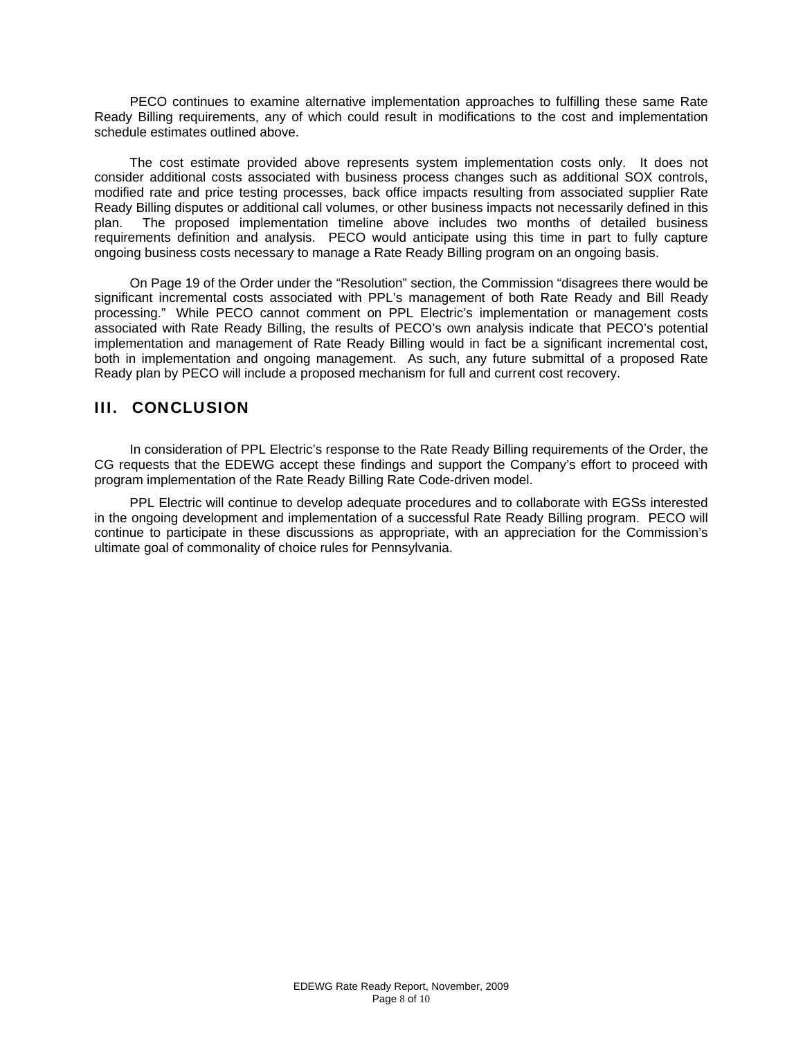PECO continues to examine alternative implementation approaches to fulfilling these same Rate Ready Billing requirements, any of which could result in modifications to the cost and implementation schedule estimates outlined above.

The cost estimate provided above represents system implementation costs only. It does not consider additional costs associated with business process changes such as additional SOX controls, modified rate and price testing processes, back office impacts resulting from associated supplier Rate Ready Billing disputes or additional call volumes, or other business impacts not necessarily defined in this plan. The proposed implementation timeline above includes two months of detailed business requirements definition and analysis. PECO would anticipate using this time in part to fully capture ongoing business costs necessary to manage a Rate Ready Billing program on an ongoing basis.

On Page 19 of the Order under the "Resolution" section, the Commission "disagrees there would be significant incremental costs associated with PPL's management of both Rate Ready and Bill Ready processing." While PECO cannot comment on PPL Electric's implementation or management costs associated with Rate Ready Billing, the results of PECO's own analysis indicate that PECO's potential implementation and management of Rate Ready Billing would in fact be a significant incremental cost, both in implementation and ongoing management. As such, any future submittal of a proposed Rate Ready plan by PECO will include a proposed mechanism for full and current cost recovery.

## III. CONCLUSION

In consideration of PPL Electric's response to the Rate Ready Billing requirements of the Order, the CG requests that the EDEWG accept these findings and support the Company's effort to proceed with program implementation of the Rate Ready Billing Rate Code-driven model.

PPL Electric will continue to develop adequate procedures and to collaborate with EGSs interested in the ongoing development and implementation of a successful Rate Ready Billing program. PECO will continue to participate in these discussions as appropriate, with an appreciation for the Commission's ultimate goal of commonality of choice rules for Pennsylvania.